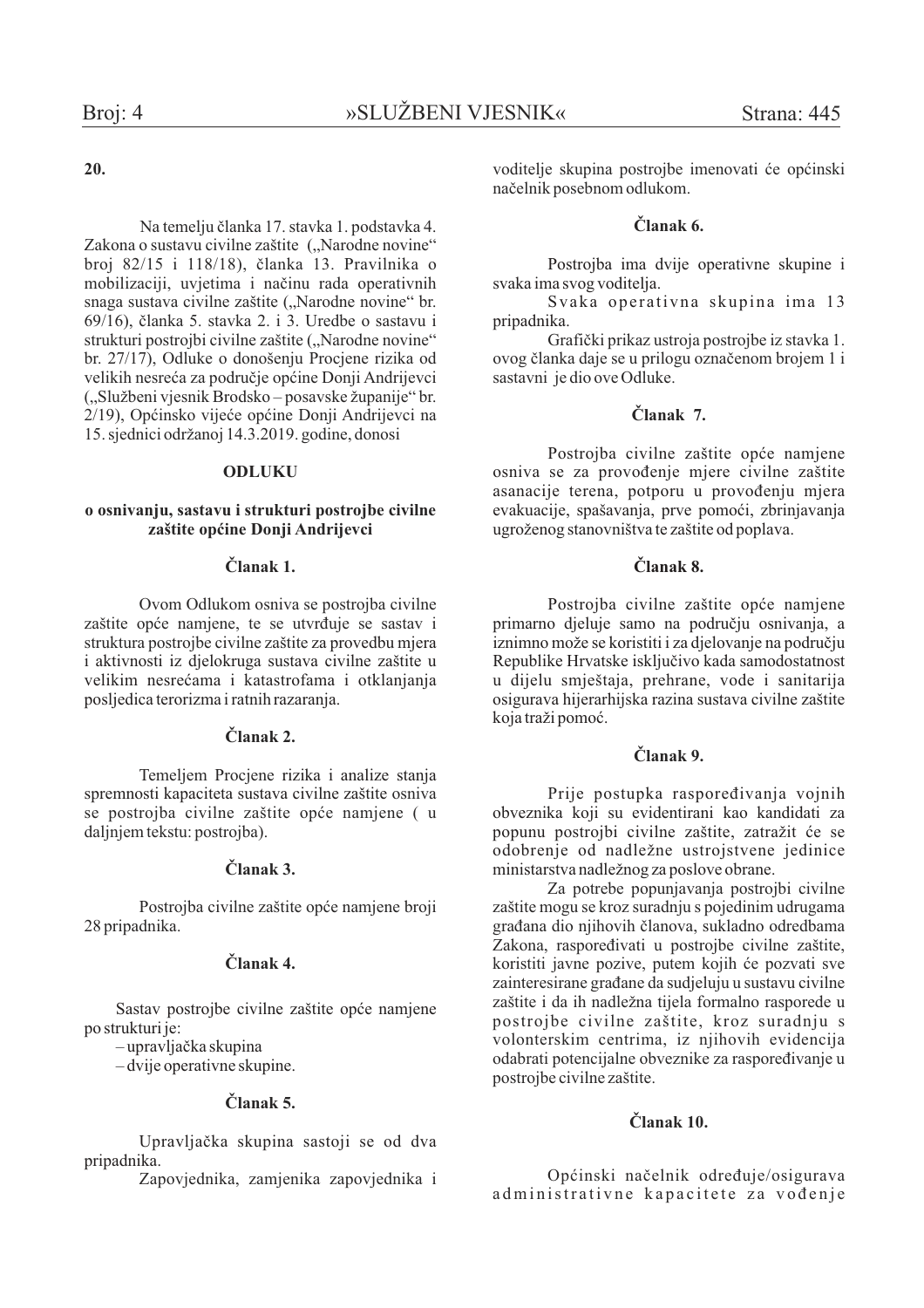**20.**

Na temelju članka 17. stavka 1. podstavka 4. Zakona o sustavu civilne zaštite („Narodne novine" broj 82/15 i 118/18), članka 13. Pravilnika o mobilizaciji, uvjetima i načinu rada operativnih snaga sustava civilne zaštite („Narodne novine" br. 69/16), članka 5. stavka 2. i 3. Uredbe o sastavu i strukturi postrojbi civilne zaštite („Narodne novine" br. 27/17), Odluke o donošenju Procjene rizika od velikih nesreća za područje općine Donji Andrijevci („Službeni vjesnik Brodsko – posavske županije" br. 2/19), Općinsko vijeće općine Donji Andrijevci na 15. sjednici održanoj 14.3.2019. godine, donosi

**ODLUKU**

**o osnivanju, sastavu i strukturi postrojbe civilne zaštite općine Donji Andrijevci**

**Članak 1.**

Ovom Odlukom osniva se postrojba civilne zaštite opće namjene, te se utvrđuje se sastav i struktura postrojbe civilne zaštite za provedbu mjera i aktivnosti iz djelokruga sustava civilne zaštite u velikim nesrećama i katastrofama i otklanjanja posljedica terorizma i ratnih razaranja.

**Članak 2.**

Temeljem Procjene rizika i analize stanja spremnosti kapaciteta sustava civilne zaštite osniva se postrojba civilne zaštite opće namjene ( u daljnjem tekstu: postrojba).

**Članak 3.**

Postrojba civilne zaštite opće namjene broji 28 pripadnika.

**Članak 4.**

Sastav postrojbe civilne zaštite opće namjene po strukturi je:
– upravljačka skupina
– dvije operativne skupine.

**Članak 5.**

Upravljačka skupina sastoji se od dva pripadnika.

Zapovjednika, zamjenika zapovjednika i voditelje skupina postrojbe imenovati će općinski načelnik posebnom odlukom.

**Članak 6.**

Postrojba ima dvije operativne skupine i svaka ima svog voditelja.

Svaka operativna skupina ima 13 pripadnika.

Grafički prikaz ustroja postrojbe iz stavka 1. ovog članka daje se u prilogu označenom brojem 1 i sastavni je dio ove Odluke.

**Članak 7.**

Postrojba civilne zaštite opće namjene osniva se za provođenje mjere civilne zaštite asanacije terena, potporu u provođenju mjera evakuacije, spašavanja, prve pomoći, zbrinjavanja ugroženog stanovništva te zaštite od poplava.

**Članak 8.**

Postrojba civilne zaštite opće namjene primarno djeluje samo na području osnivanja, a iznimno može se koristiti i za djelovanje na području Republike Hrvatske isključivo kada samodostatnost u dijelu smještaja, prehrane, vode i sanitarija osigurava hijerarhijska razina sustava civilne zaštite koja traži pomoć.

**Članak 9.**

Prije postupka raspoređivanja vojnih obveznika koji su evidentirani kao kandidati za popunu postrojbi civilne zaštite, zatražit će se odobrenje od nadležne ustrojstvene jedinice ministarstva nadležnog za poslove obrane.

Za potrebe popunjavanja postrojbi civilne zaštite mogu se kroz suradnju s pojedinim udrugama građana dio njihovih članova, sukladno odredbama Zakona, raspoređivati u postrojbe civilne zaštite, koristiti javne pozive, putem kojih će pozvati sve zainteresirane građane da sudjeluju u sustavu civilne zaštite i da ih nadležna tijela formalno rasporede u postrojbe civilne zaštite, kroz suradnju s volonterskim centrima, iz njihovih evidencija odabrati potencijalne obveznike za raspoređivanje u postrojbe civilne zaštite.

**Članak 10.**

Općinski načelnik određuje/osigurava administrativne kapacitete za vođenje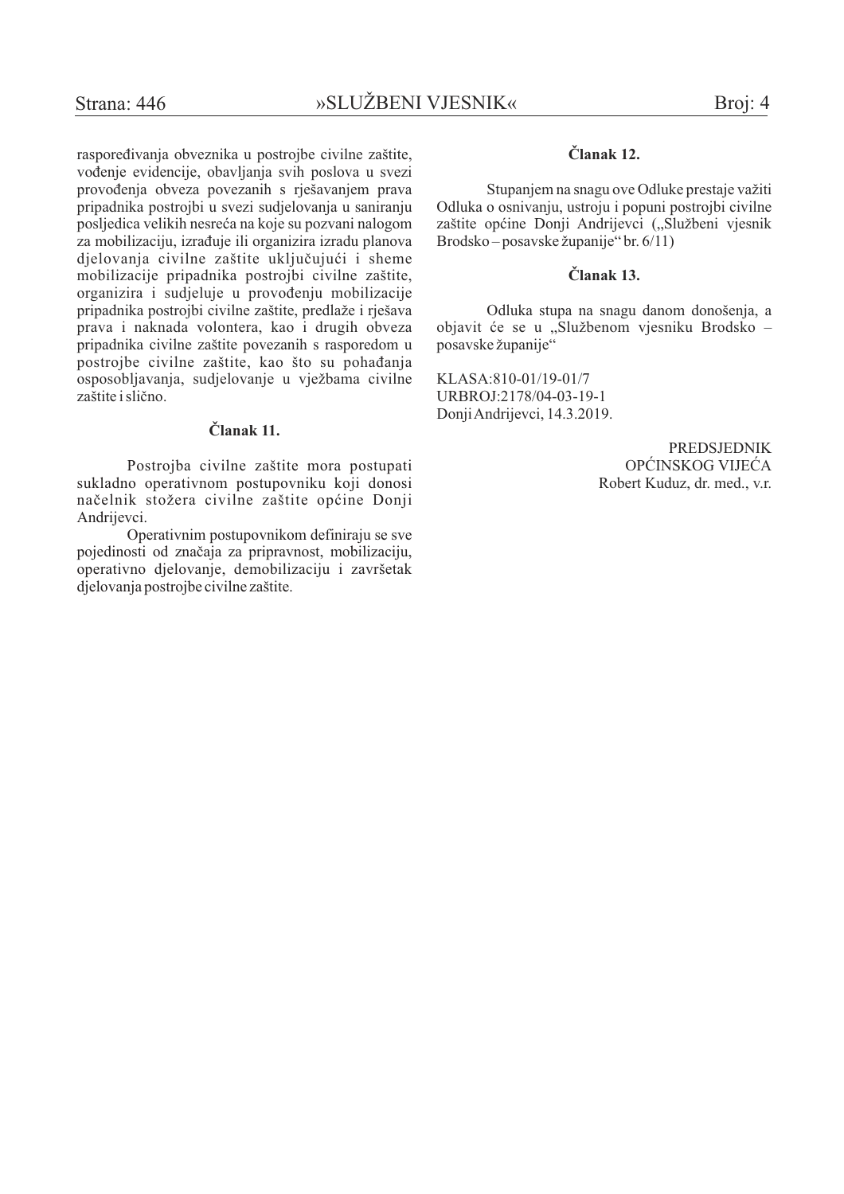raspoređivanja obveznika u postrojbe civilne zaštite, vođenje evidencije, obavljanja svih poslova u svezi provođenja obveza povezanih s rješavanjem prava pripadnika postrojbi u svezi sudjelovanja u saniranju posljedica velikih nesreća na koje su pozvani nalogom za mobilizaciju, izrađuje ili organizira izradu planova djelovanja civilne zaštite uključujući i sheme mobilizacije pripadnika postrojbi civilne zaštite, organizira i sudjeluje u provođenju mobilizacije pripadnika postrojbi civilne zaštite, predlaže i rješava prava i naknada volontera, kao i drugih obveza pripadnika civilne zaštite povezanih s rasporedom u postrojbe civilne zaštite, kao što su pohađanja osposobljavanja, sudjelovanje u vježbama civilne zaštite i slično.

**Članak 11.**

Postrojba civilne zaštite mora postupati sukladno operativnom postupovniku koji donosi načelnik stožera civilne zaštite općine Donji Andrijevci.

Operativnim postupovnikom definiraju se sve pojedinosti od značaja za pripravnost, mobilizaciju, operativno djelovanje, demobilizaciju i završetak djelovanja postrojbe civilne zaštite.

**Članak 12.**

Stupanjem na snagu ove Odluke prestaje važiti Odluka o osnivanju, ustroju i popuni postrojbi civilne zaštite općine Donji Andrijevci („Službeni vjesnik Brodsko – posavske županije" br. 6/11)

**Članak 13.**

Odluka stupa na snagu danom donošenja, a objavit će se u „Službenom vjesniku Brodsko – posavske županije"

KLASA:810-01/19-01/7
URBROJ:2178/04-03-19-1
Donji Andrijevci, 14.3.2019.

PREDSJEDNIK
OPĆINSKOG VIJEĆA
Robert Kuduz, dr. med., v.r.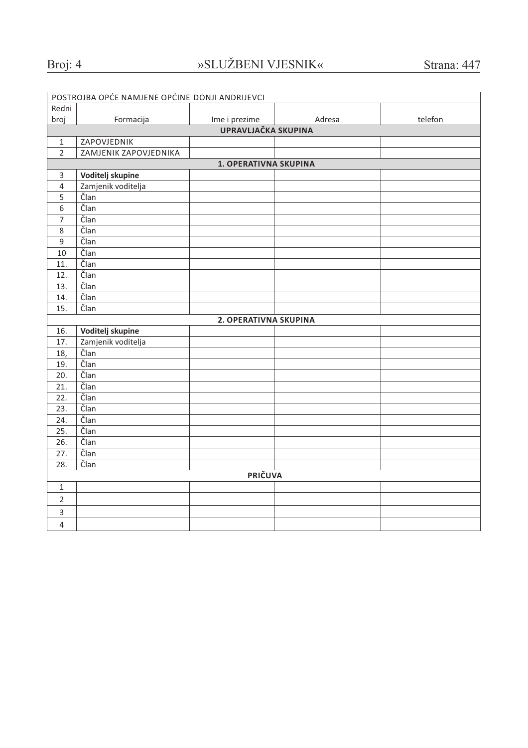| POSTROJBA OPĆE NAMJENE OPĆINE DONJI ANDRIJEVCI | | | | |
|---|---|---|---|---|
| Redni broj | Formacija | Ime i prezime | Adresa | telefon |
| | | **UPRAVLJAČKA SKUPINA** | | |
| 1 | ZAPOVJEDNIK | | | |
| 2 | ZAMJENIK ZAPOVJEDNIKA | | | |
| | | **1. OPERATIVNA SKUPINA** | | |
| 3 | **Voditelj skupine** | | | |
| 4 | Zamjenik voditelja | | | |
| 5 | Član | | | |
| 6 | Član | | | |
| 7 | Član | | | |
| 8 | Član | | | |
| 9 | Član | | | |
| 10 | Član | | | |
| 11. | Član | | | |
| 12. | Član | | | |
| 13. | Član | | | |
| 14. | Član | | | |
| 15. | Član | | | |
| | | **2. OPERATIVNA SKUPINA** | | |
| 16. | **Voditelj skupine** | | | |
| 17. | Zamjenik voditelja | | | |
| 18, | Član | | | |
| 19. | Član | | | |
| 20. | Član | | | |
| 21. | Član | | | |
| 22. | Član | | | |
| 23. | Član | | | |
| 24. | Član | | | |
| 25. | Član | | | |
| 26. | Član | | | |
| 27. | Član | | | |
| 28. | Član | | | |
| | | **PRIČUVA** | | |
| 1 | | | | |
| 2 | | | | |
| 3 | | | | |
| 4 | | | | |